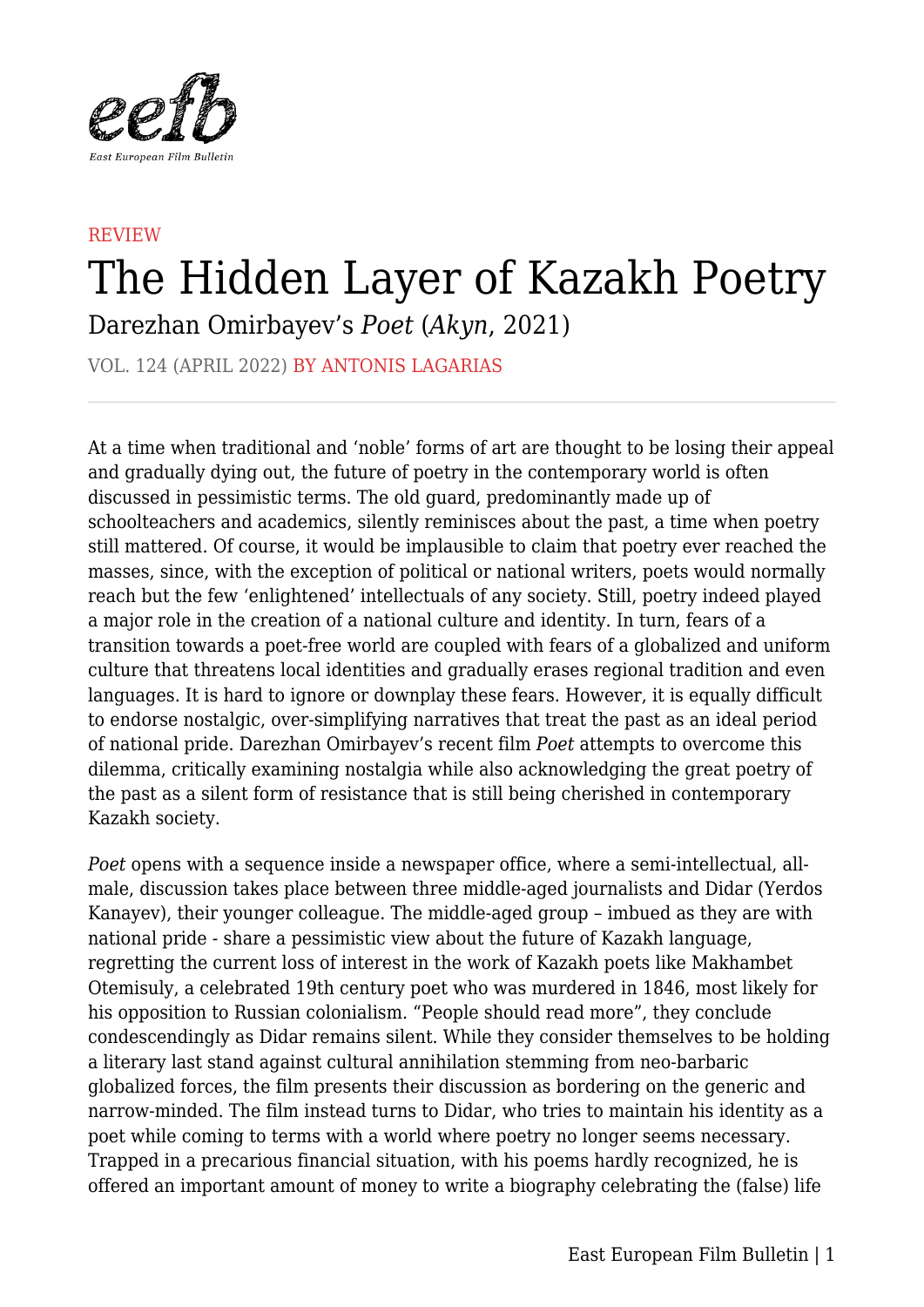REVIEW

# The Hidden Layer of Kazakh Poetry

## Darezhan Omirbayev's *Poet* (*Akyn*, 2021)

VOL. 124 (APRIL 2022) BY ANTONIS LAGARIAS

---

At a time when traditional and 'noble' forms of art are thought to be losing their appeal and gradually dying out, the future of poetry in the contemporary world is often discussed in pessimistic terms. The old guard, predominantly made up of schoolteachers and academics, silently reminisces about the past, a time when poetry still mattered. Of course, it would be implausible to claim that poetry ever reached the masses, since, with the exception of political or national writers, poets would normally reach but the few 'enlightened' intellectuals of any society. Still, poetry indeed played a major role in the creation of a national culture and identity. In turn, fears of a transition towards a poet-free world are coupled with fears of a globalized and uniform culture that threatens local identities and gradually erases regional tradition and even languages. It is hard to ignore or downplay these fears. However, it is equally difficult to endorse nostalgic, over-simplifying narratives that treat the past as an ideal period of national pride. Darezhan Omirbayev's recent film *Poet* attempts to overcome this dilemma, critically examining nostalgia while also acknowledging the great poetry of the past as a silent form of resistance that is still being cherished in contemporary Kazakh society.

*Poet* opens with a sequence inside a newspaper office, where a semi-intellectual, all-male, discussion takes place between three middle-aged journalists and Didar (Yerdos Kanayev), their younger colleague. The middle-aged group – imbued as they are with national pride - share a pessimistic view about the future of Kazakh language, regretting the current loss of interest in the work of Kazakh poets like Makhambet Otemisuly, a celebrated 19th century poet who was murdered in 1846, most likely for his opposition to Russian colonialism. "People should read more", they conclude condescendingly as Didar remains silent. While they consider themselves to be holding a literary last stand against cultural annihilation stemming from neo-barbaric globalized forces, the film presents their discussion as bordering on the generic and narrow-minded. The film instead turns to Didar, who tries to maintain his identity as a poet while coming to terms with a world where poetry no longer seems necessary. Trapped in a precarious financial situation, with his poems hardly recognized, he is offered an important amount of money to write a biography celebrating the (false) life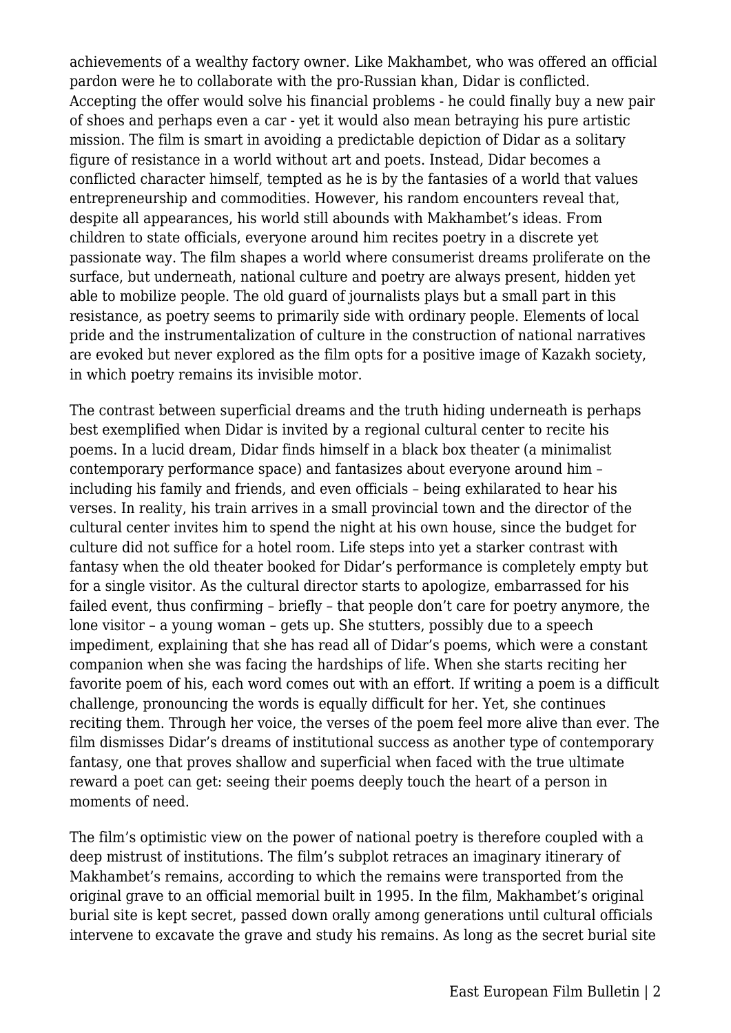achievements of a wealthy factory owner. Like Makhambet, who was offered an official pardon were he to collaborate with the pro-Russian khan, Didar is conflicted. Accepting the offer would solve his financial problems - he could finally buy a new pair of shoes and perhaps even a car - yet it would also mean betraying his pure artistic mission. The film is smart in avoiding a predictable depiction of Didar as a solitary figure of resistance in a world without art and poets. Instead, Didar becomes a conflicted character himself, tempted as he is by the fantasies of a world that values entrepreneurship and commodities. However, his random encounters reveal that, despite all appearances, his world still abounds with Makhambet's ideas. From children to state officials, everyone around him recites poetry in a discrete yet passionate way. The film shapes a world where consumerist dreams proliferate on the surface, but underneath, national culture and poetry are always present, hidden yet able to mobilize people. The old guard of journalists plays but a small part in this resistance, as poetry seems to primarily side with ordinary people. Elements of local pride and the instrumentalization of culture in the construction of national narratives are evoked but never explored as the film opts for a positive image of Kazakh society, in which poetry remains its invisible motor.

The contrast between superficial dreams and the truth hiding underneath is perhaps best exemplified when Didar is invited by a regional cultural center to recite his poems. In a lucid dream, Didar finds himself in a black box theater (a minimalist contemporary performance space) and fantasizes about everyone around him – including his family and friends, and even officials – being exhilarated to hear his verses. In reality, his train arrives in a small provincial town and the director of the cultural center invites him to spend the night at his own house, since the budget for culture did not suffice for a hotel room. Life steps into yet a starker contrast with fantasy when the old theater booked for Didar's performance is completely empty but for a single visitor. As the cultural director starts to apologize, embarrassed for his failed event, thus confirming – briefly – that people don't care for poetry anymore, the lone visitor – a young woman – gets up. She stutters, possibly due to a speech impediment, explaining that she has read all of Didar's poems, which were a constant companion when she was facing the hardships of life. When she starts reciting her favorite poem of his, each word comes out with an effort. If writing a poem is a difficult challenge, pronouncing the words is equally difficult for her. Yet, she continues reciting them. Through her voice, the verses of the poem feel more alive than ever. The film dismisses Didar's dreams of institutional success as another type of contemporary fantasy, one that proves shallow and superficial when faced with the true ultimate reward a poet can get: seeing their poems deeply touch the heart of a person in moments of need.

The film's optimistic view on the power of national poetry is therefore coupled with a deep mistrust of institutions. The film's subplot retraces an imaginary itinerary of Makhambet's remains, according to which the remains were transported from the original grave to an official memorial built in 1995. In the film, Makhambet's original burial site is kept secret, passed down orally among generations until cultural officials intervene to excavate the grave and study his remains. As long as the secret burial site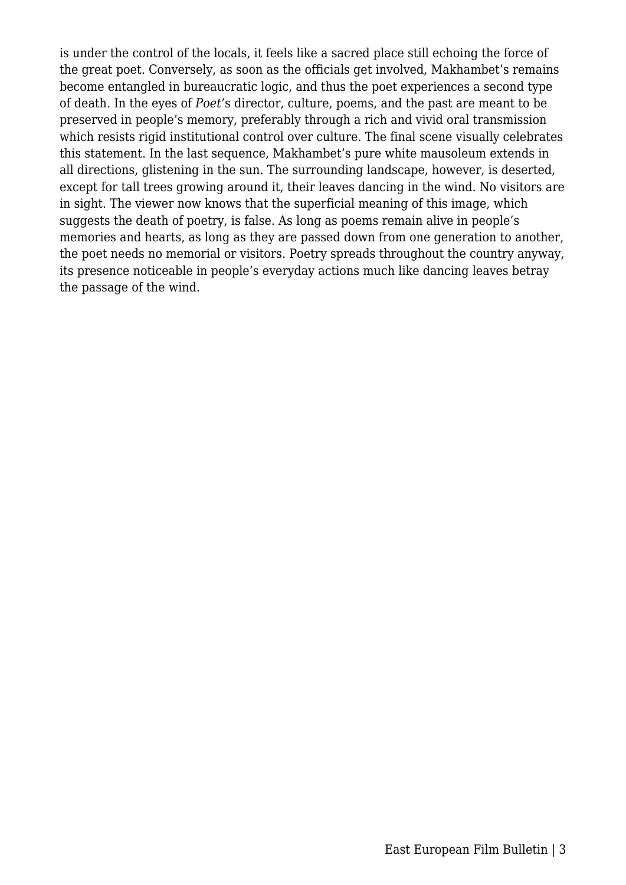is under the control of the locals, it feels like a sacred place still echoing the force of the great poet. Conversely, as soon as the officials get involved, Makhambet's remains become entangled in bureaucratic logic, and thus the poet experiences a second type of death. In the eyes of *Poet*'s director, culture, poems, and the past are meant to be preserved in people's memory, preferably through a rich and vivid oral transmission which resists rigid institutional control over culture. The final scene visually celebrates this statement. In the last sequence, Makhambet's pure white mausoleum extends in all directions, glistening in the sun. The surrounding landscape, however, is deserted, except for tall trees growing around it, their leaves dancing in the wind. No visitors are in sight. The viewer now knows that the superficial meaning of this image, which suggests the death of poetry, is false. As long as poems remain alive in people's memories and hearts, as long as they are passed down from one generation to another, the poet needs no memorial or visitors. Poetry spreads throughout the country anyway, its presence noticeable in people's everyday actions much like dancing leaves betray the passage of the wind.